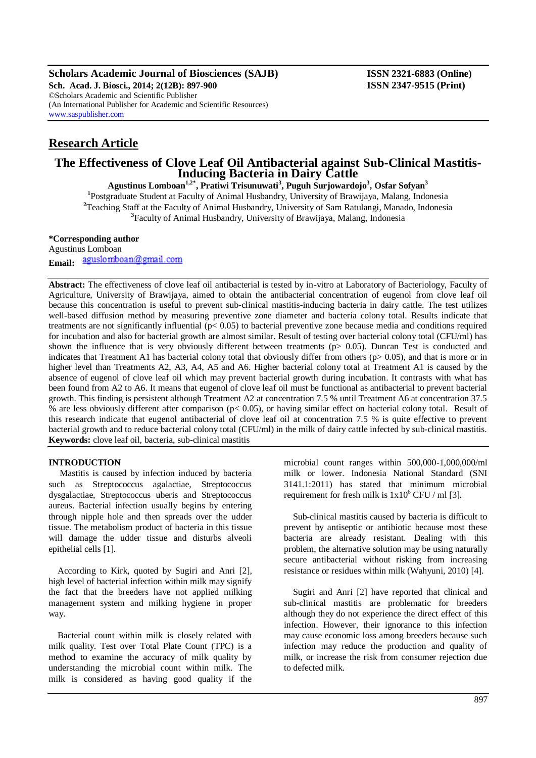**Research Article**

# The Effectiveness of Clove Leaf Oil Antibacterial against Sub-Clinical Mastitis-Inducing Bacteria in Dairy Cattle

**Agustinus Lomboan[1,2*], Pratiwi Trisunuwati[3], Puguh Surjowardojo[3], Osfar Sofyan[3]**

[1]Postgraduate Student at Faculty of Animal Husbandry, University of Brawijaya, Malang, Indonesia
[2]Teaching Staff at the Faculty of Animal Husbandry, University of Sam Ratulangi, Manado, Indonesia
[3]Faculty of Animal Husbandry, University of Brawijaya, Malang, Indonesia

**\*Corresponding author**
Agustinus Lomboan
**Email:** aguslomboan@gmail.com

**Abstract:** The effectiveness of clove leaf oil antibacterial is tested by in-vitro at Laboratory of Bacteriology, Faculty of Agriculture, University of Brawijaya, aimed to obtain the antibacterial concentration of eugenol from clove leaf oil because this concentration is useful to prevent sub-clinical mastitis-inducing bacteria in dairy cattle. The test utilizes well-based diffusion method by measuring preventive zone diameter and bacteria colony total. Results indicate that treatments are not significantly influential ($p < 0.05$) to bacterial preventive zone because media and conditions required for incubation and also for bacterial growth are almost similar. Result of testing over bacterial colony total (CFU/ml) has shown the influence that is very obviously different between treatments ($p > 0.05$). Duncan Test is conducted and indicates that Treatment A1 has bacterial colony total that obviously differ from others ($p > 0.05$), and that is more or in higher level than Treatments A2, A3, A4, A5 and A6. Higher bacterial colony total at Treatment A1 is caused by the absence of eugenol of clove leaf oil which may prevent bacterial growth during incubation. It contrasts with what has been found from A2 to A6. It means that eugenol of clove leaf oil must be functional as antibacterial to prevent bacterial growth. This finding is persistent although Treatment A2 at concentration 7.5 % until Treatment A6 at concentration 37.5 % are less obviously different after comparison ($p < 0.05$), or having similar effect on bacterial colony total. Result of this research indicate that eugenol antibacterial of clove leaf oil at concentration 7.5 % is quite effective to prevent bacterial growth and to reduce bacterial colony total (CFU/ml) in the milk of dairy cattle infected by sub-clinical mastitis.
**Keywords:** clove leaf oil, bacteria, sub-clinical mastitis

## INTRODUCTION

Mastitis is caused by infection induced by bacteria such as Streptococcus agalactiae, Streptococcus dysgalactiae, Streptococcus uberis and Streptococcus aureus. Bacterial infection usually begins by entering through nipple hole and then spreads over the udder tissue. The metabolism product of bacteria in this tissue will damage the udder tissue and disturbs alveoli epithelial cells [1].

According to Kirk, quoted by Sugiri and Anri [2], high level of bacterial infection within milk may signify the fact that the breeders have not applied milking management system and milking hygiene in proper way.

Bacterial count within milk is closely related with milk quality. Test over Total Plate Count (TPC) is a method to examine the accuracy of milk quality by understanding the microbial count within milk. The milk is considered as having good quality if the microbial count ranges within 500,000-1,000,000/ml milk or lower. Indonesia National Standard (SNI 3141.1:2011) has stated that minimum microbial requirement for fresh milk is $1 \times 10^6$ CFU / ml [3].

Sub-clinical mastitis caused by bacteria is difficult to prevent by antiseptic or antibiotic because most these bacteria are already resistant. Dealing with this problem, the alternative solution may be using naturally secure antibacterial without risking from increasing resistance or residues within milk (Wahyuni, 2010) [4].

Sugiri and Anri [2] have reported that clinical and sub-clinical mastitis are problematic for breeders although they do not experience the direct effect of this infection. However, their ignorance to this infection may cause economic loss among breeders because such infection may reduce the production and quality of milk, or increase the risk from consumer rejection due to defected milk.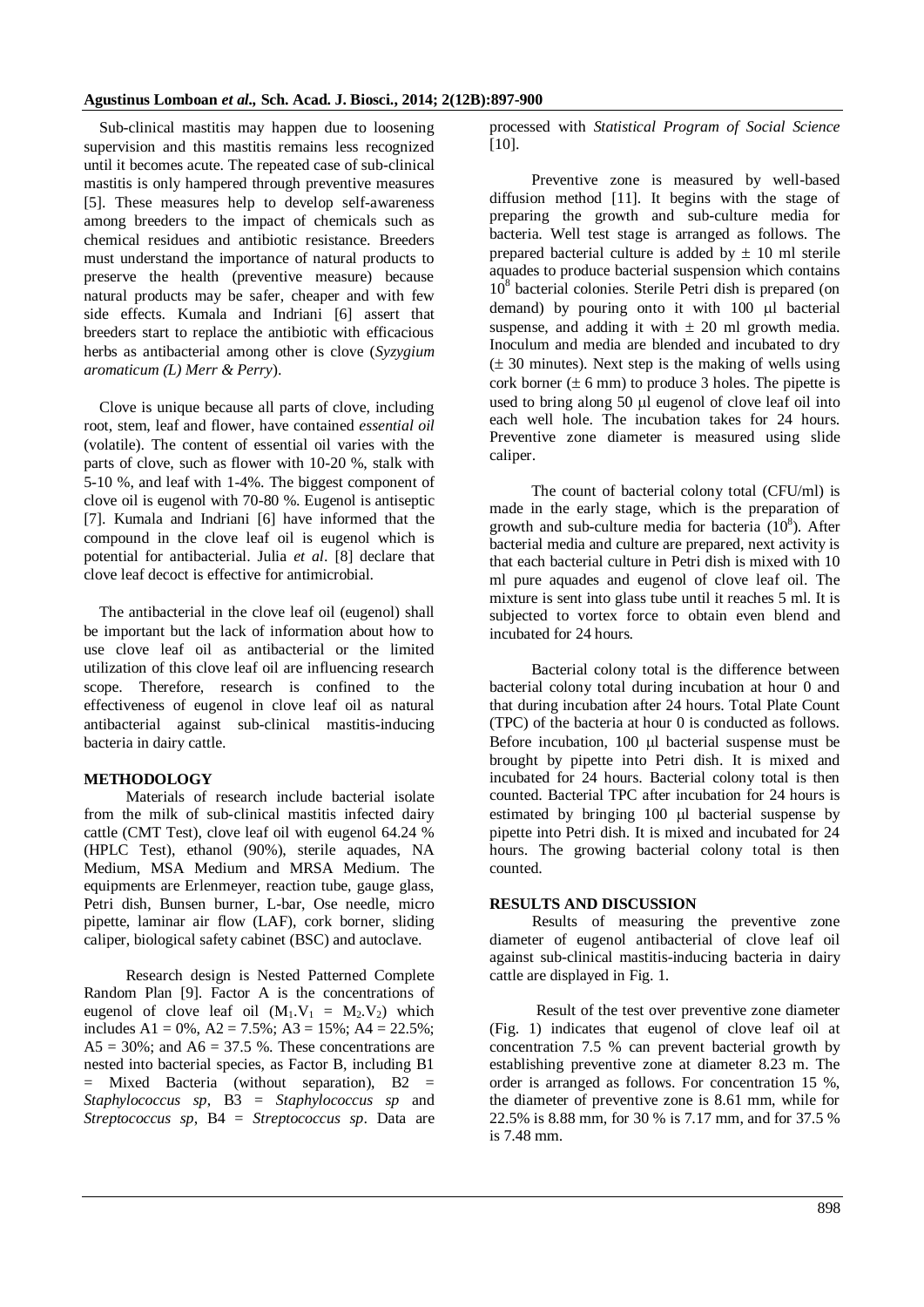Sub-clinical mastitis may happen due to loosening supervision and this mastitis remains less recognized until it becomes acute. The repeated case of sub-clinical mastitis is only hampered through preventive measures [5]. These measures help to develop self-awareness among breeders to the impact of chemicals such as chemical residues and antibiotic resistance. Breeders must understand the importance of natural products to preserve the health (preventive measure) because natural products may be safer, cheaper and with few side effects. Kumala and Indriani [6] assert that breeders start to replace the antibiotic with efficacious herbs as antibacterial among other is clove (*Syzygium aromaticum (L) Merr & Perry*).

Clove is unique because all parts of clove, including root, stem, leaf and flower, have contained *essential oil* (volatile). The content of essential oil varies with the parts of clove, such as flower with 10-20 %, stalk with 5-10 %, and leaf with 1-4%. The biggest component of clove oil is eugenol with 70-80 %. Eugenol is antiseptic [7]. Kumala and Indriani [6] have informed that the compound in the clove leaf oil is eugenol which is potential for antibacterial. Julia *et al*. [8] declare that clove leaf decoct is effective for antimicrobial.

The antibacterial in the clove leaf oil (eugenol) shall be important but the lack of information about how to use clove leaf oil as antibacterial or the limited utilization of this clove leaf oil are influencing research scope. Therefore, research is confined to the effectiveness of eugenol in clove leaf oil as natural antibacterial against sub-clinical mastitis-inducing bacteria in dairy cattle.

## METHODOLOGY

Materials of research include bacterial isolate from the milk of sub-clinical mastitis infected dairy cattle (CMT Test), clove leaf oil with eugenol 64.24 % (HPLC Test), ethanol (90%), sterile aquades, NA Medium, MSA Medium and MRSA Medium. The equipments are Erlenmeyer, reaction tube, gauge glass, Petri dish, Bunsen burner, L-bar, Ose needle, micro pipette, laminar air flow (LAF), cork borner, sliding caliper, biological safety cabinet (BSC) and autoclave.

Research design is Nested Patterned Complete Random Plan [9]. Factor A is the concentrations of eugenol of clove leaf oil ($M_1.V_1 = M_2.V_2$) which includes A1 = 0%, A2 = 7.5%; A3 = 15%; A4 = 22.5%; A5 = 30%; and A6 = 37.5 %. These concentrations are nested into bacterial species, as Factor B, including B1 = Mixed Bacteria (without separation), B2 = *Staphylococcus sp*, B3 = *Staphylococcus sp* and *Streptococcus sp*, B4 = *Streptococcus sp*. Data are processed with *Statistical Program of Social Science* [10].

Preventive zone is measured by well-based diffusion method [11]. It begins with the stage of preparing the growth and sub-culture media for bacteria. Well test stage is arranged as follows. The prepared bacterial culture is added by ± 10 ml sterile aquades to produce bacterial suspension which contains $10^8$ bacterial colonies. Sterile Petri dish is prepared (on demand) by pouring onto it with 100 μl bacterial suspense, and adding it with ± 20 ml growth media. Inoculum and media are blended and incubated to dry (± 30 minutes). Next step is the making of wells using cork borner (± 6 mm) to produce 3 holes. The pipette is used to bring along 50 μl eugenol of clove leaf oil into each well hole. The incubation takes for 24 hours. Preventive zone diameter is measured using slide caliper.

The count of bacterial colony total (CFU/ml) is made in the early stage, which is the preparation of growth and sub-culture media for bacteria ($10^8$). After bacterial media and culture are prepared, next activity is that each bacterial culture in Petri dish is mixed with 10 ml pure aquades and eugenol of clove leaf oil. The mixture is sent into glass tube until it reaches 5 ml. It is subjected to vortex force to obtain even blend and incubated for 24 hours.

Bacterial colony total is the difference between bacterial colony total during incubation at hour 0 and that during incubation after 24 hours. Total Plate Count (TPC) of the bacteria at hour 0 is conducted as follows. Before incubation, 100 μl bacterial suspense must be brought by pipette into Petri dish. It is mixed and incubated for 24 hours. Bacterial colony total is then counted. Bacterial TPC after incubation for 24 hours is estimated by bringing 100 μl bacterial suspense by pipette into Petri dish. It is mixed and incubated for 24 hours. The growing bacterial colony total is then counted.

## RESULTS AND DISCUSSION

Results of measuring the preventive zone diameter of eugenol antibacterial of clove leaf oil against sub-clinical mastitis-inducing bacteria in dairy cattle are displayed in Fig. 1.

Result of the test over preventive zone diameter (Fig. 1) indicates that eugenol of clove leaf oil at concentration 7.5 % can prevent bacterial growth by establishing preventive zone at diameter 8.23 m. The order is arranged as follows. For concentration 15 %, the diameter of preventive zone is 8.61 mm, while for 22.5% is 8.88 mm, for 30 % is 7.17 mm, and for 37.5 % is 7.48 mm.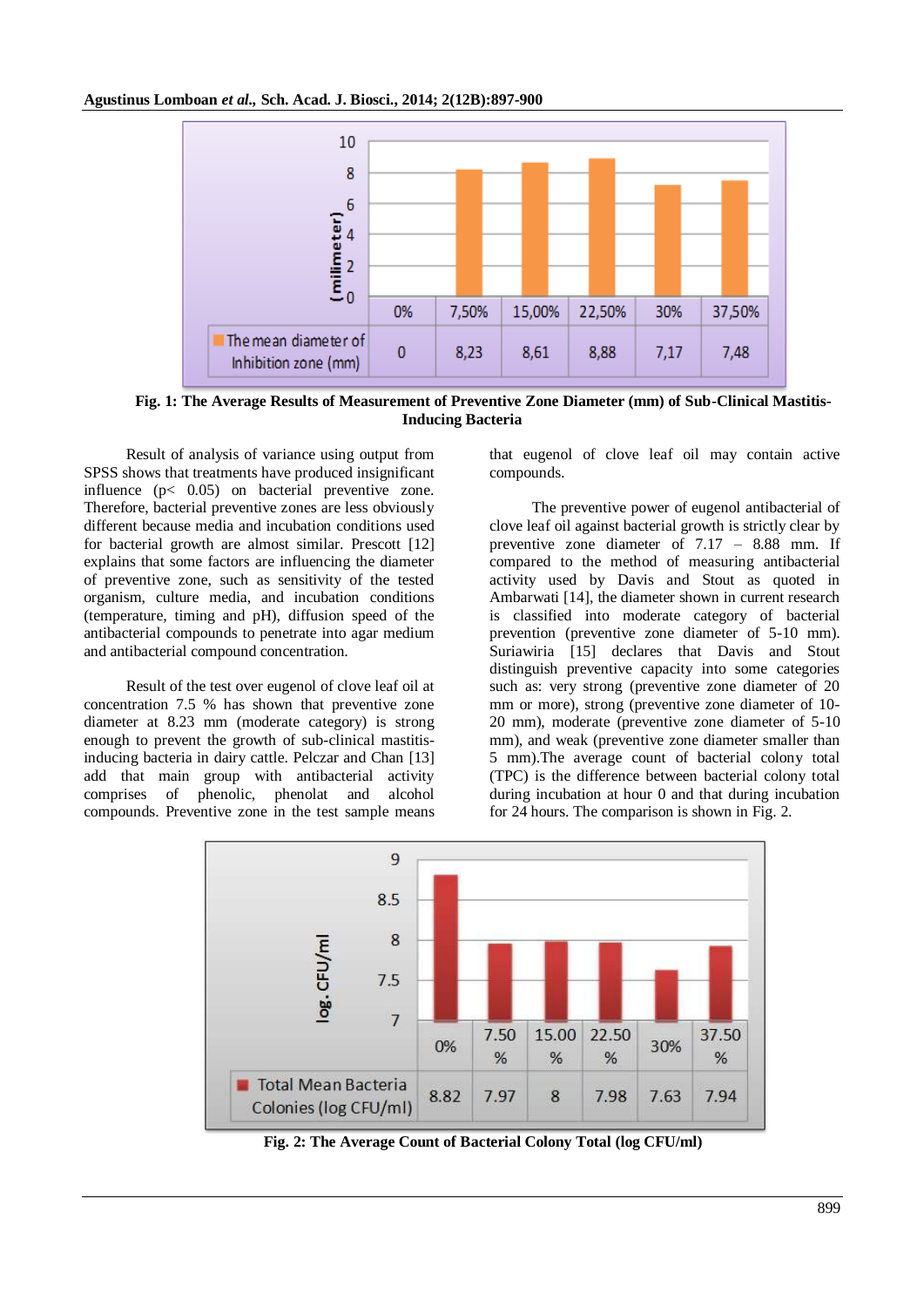| | 0% | 7,50% | 15,00% | 22,50% | 30% | 37,50% |
|---|---|---|---|---|---|---|
| The mean diameter of Inhibition zone (mm) | 0 | 8,23 | 8,61 | 8,88 | 7,17 | 7,48 |

**Fig. 1: The Average Results of Measurement of Preventive Zone Diameter (mm) of Sub-Clinical Mastitis-Inducing Bacteria**

Result of analysis of variance using output from SPSS shows that treatments have produced insignificant influence ($p < 0.05$) on bacterial preventive zone. Therefore, bacterial preventive zones are less obviously different because media and incubation conditions used for bacterial growth are almost similar. Prescott [12] explains that some factors are influencing the diameter of preventive zone, such as sensitivity of the tested organism, culture media, and incubation conditions (temperature, timing and pH), diffusion speed of the antibacterial compounds to penetrate into agar medium and antibacterial compound concentration.

Result of the test over eugenol of clove leaf oil at concentration 7.5 % has shown that preventive zone diameter at 8.23 mm (moderate category) is strong enough to prevent the growth of sub-clinical mastitis-inducing bacteria in dairy cattle. Pelczar and Chan [13] add that main group with antibacterial activity comprises of phenolic, phenolat and alcohol compounds. Preventive zone in the test sample means that eugenol of clove leaf oil may contain active compounds.

The preventive power of eugenol antibacterial of clove leaf oil against bacterial growth is strictly clear by preventive zone diameter of 7.17 – 8.88 mm. If compared to the method of measuring antibacterial activity used by Davis and Stout as quoted in Ambarwati [14], the diameter shown in current research is classified into moderate category of bacterial prevention (preventive zone diameter of 5-10 mm). Suriawiria [15] declares that Davis and Stout distinguish preventive capacity into some categories such as: very strong (preventive zone diameter of 20 mm or more), strong (preventive zone diameter of 10-20 mm), moderate (preventive zone diameter of 5-10 mm), and weak (preventive zone diameter smaller than 5 mm).The average count of bacterial colony total (TPC) is the difference between bacterial colony total during incubation at hour 0 and that during incubation for 24 hours. The comparison is shown in Fig. 2.

| | 0% | 7.50 % | 15.00 % | 22.50 % | 30% | 37.50 % |
|---|---|---|---|---|---|---|
| Total Mean Bacteria Colonies (log CFU/ml) | 8.82 | 7.97 | 8 | 7.98 | 7.63 | 7.94 |

**Fig. 2: The Average Count of Bacterial Colony Total (log CFU/ml)**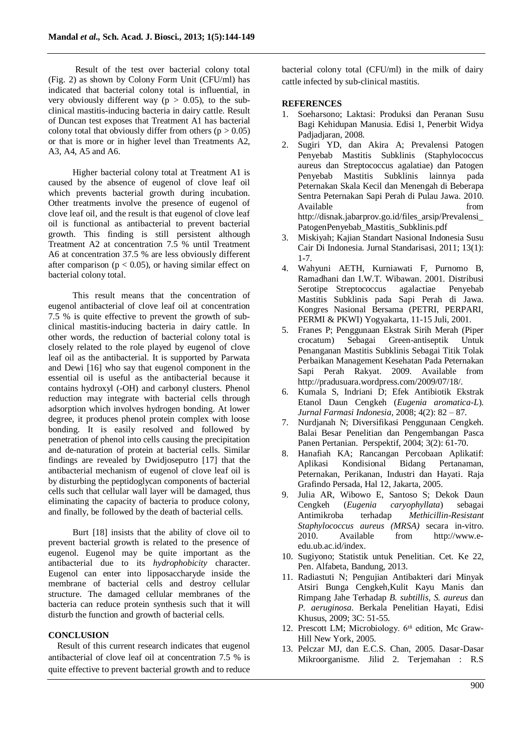Result of the test over bacterial colony total (Fig. 2) as shown by Colony Form Unit (CFU/ml) has indicated that bacterial colony total is influential, in very obviously different way ($p > 0.05$), to the sub-clinical mastitis-inducing bacteria in dairy cattle. Result of Duncan test exposes that Treatment A1 has bacterial colony total that obviously differ from others ($p > 0.05$) or that is more or in higher level than Treatments A2, A3, A4, A5 and A6.

Higher bacterial colony total at Treatment A1 is caused by the absence of eugenol of clove leaf oil which prevents bacterial growth during incubation. Other treatments involve the presence of eugenol of clove leaf oil, and the result is that eugenol of clove leaf oil is functional as antibacterial to prevent bacterial growth. This finding is still persistent although Treatment A2 at concentration 7.5 % until Treatment A6 at concentration 37.5 % are less obviously different after comparison ($p < 0.05$), or having similar effect on bacterial colony total.

This result means that the concentration of eugenol antibacterial of clove leaf oil at concentration 7.5 % is quite effective to prevent the growth of sub-clinical mastitis-inducing bacteria in dairy cattle. In other words, the reduction of bacterial colony total is closely related to the role played by eugenol of clove leaf oil as the antibacterial. It is supported by Parwata and Dewi [16] who say that eugenol component in the essential oil is useful as the antibacterial because it contains hydroxyl (-OH) and carbonyl clusters. Phenol reduction may integrate with bacterial cells through adsorption which involves hydrogen bonding. At lower degree, it produces phenol protein complex with loose bonding. It is easily resolved and followed by penetration of phenol into cells causing the precipitation and de-naturation of protein at bacterial cells. Similar findings are revealed by Dwidjoseputro [17] that the antibacterial mechanism of eugenol of clove leaf oil is by disturbing the peptidoglycan components of bacterial cells such that cellular wall layer will be damaged, thus eliminating the capacity of bacteria to produce colony, and finally, be followed by the death of bacterial cells.

Burt [18] insists that the ability of clove oil to prevent bacterial growth is related to the presence of eugenol. Eugenol may be quite important as the antibacterial due to its *hydrophobicity* character. Eugenol can enter into lipposaccharyde inside the membrane of bacterial cells and destroy cellular structure. The damaged cellular membranes of the bacteria can reduce protein synthesis such that it will disturb the function and growth of bacterial cells.

## CONCLUSION

Result of this current research indicates that eugenol antibacterial of clove leaf oil at concentration 7.5 % is quite effective to prevent bacterial growth and to reduce bacterial colony total (CFU/ml) in the milk of dairy cattle infected by sub-clinical mastitis.

## REFERENCES

1. Soeharsono; Laktasi: Produksi dan Peranan Susu Bagi Kehidupan Manusia. Edisi 1, Penerbit Widya Padjadjaran, 2008.
2. Sugiri YD, dan Akira A; Prevalensi Patogen Penyebab Mastitis Subklinis (Staphylococcus aureus dan Streptococcus agalatiae) dan Patogen Penyebab Mastitis Subklinis lainnya pada Peternakan Skala Kecil dan Menengah di Beberapa Sentra Peternakan Sapi Perah di Pulau Jawa. 2010. Available from http://disnak.jabarprov.go.id/files_arsip/Prevalensi_PatogenPenyebab_Mastitis_Subklinis.pdf
3. Miskiyah; Kajian Standart Nasional Indonesia Susu Cair Di Indonesia. Jurnal Standarisasi, 2011; 13(1): 1-7.
4. Wahyuni AETH, Kurniawati F, Purnomo B, Ramadhani dan I.W.T. Wibawan. 2001. Distribusi Serotipe Streptococcus agalactiae Penyebab Mastitis Subklinis pada Sapi Perah di Jawa. Kongres Nasional Bersama (PETRI, PERPARI, PERMI & PKWI) Yogyakarta, 11-15 Juli, 2001.
5. Franes P; Penggunaan Ekstrak Sirih Merah (Piper crocatum) Sebagai Green-antiseptik Untuk Penanganan Mastitis Subklinis Sebagai Titik Tolak Perbaikan Management Kesehatan Pada Peternakan Sapi Perah Rakyat. 2009. Available from http://pradusuara.wordpress.com/2009/07/18/.
6. Kumala S, Indriani D; Efek Antibiotik Ekstrak Etanol Daun Cengkeh (*Eugenia aromatica-L*). *Jurnal Farmasi Indonesia*, 2008; 4(2): 82 – 87.
7. Nurdjanah N; Diversifikasi Penggunaan Cengkeh. Balai Besar Penelitian dan Pengembangan Pasca Panen Pertanian. Perspektif, 2004; 3(2): 61-70.
8. Hanafiah KA; Rancangan Percobaan Aplikatif: Aplikasi Kondisional Bidang Pertanaman, Peternakan, Perikanan, Industri dan Hayati. Raja Grafindo Persada, Hal 12, Jakarta, 2005.
9. Julia AR, Wibowo E, Santoso S; Dekok Daun Cengkeh (*Eugenia caryophyllata*) sebagai Antimikroba terhadap *Methicillin-Resistant Staphylococcus aureus (MRSA)* secara in-vitro. 2010. Available from http://www.e-edu.ub.ac.id/index.
10. Sugiyono; Statistik untuk Penelitian. Cet. Ke 22, Pen. Alfabeta, Bandung, 2013.
11. Radiastuti N; Pengujian Antibakteri dari Minyak Atsiri Bunga Cengkeh,Kulit Kayu Manis dan Rimpang Jahe Terhadap *B. subtillis, S. aureus* dan *P. aeruginosa*. Berkala Penelitian Hayati, Edisi Khusus, 2009; 3C: 51-55.
12. Prescott LM; Microbiology. 6th edition, Mc Graw-Hill New York, 2005.
13. Pelczar MJ, dan E.C.S. Chan, 2005. Dasar-Dasar Mikroorganisme. Jilid 2. Terjemahan : R.S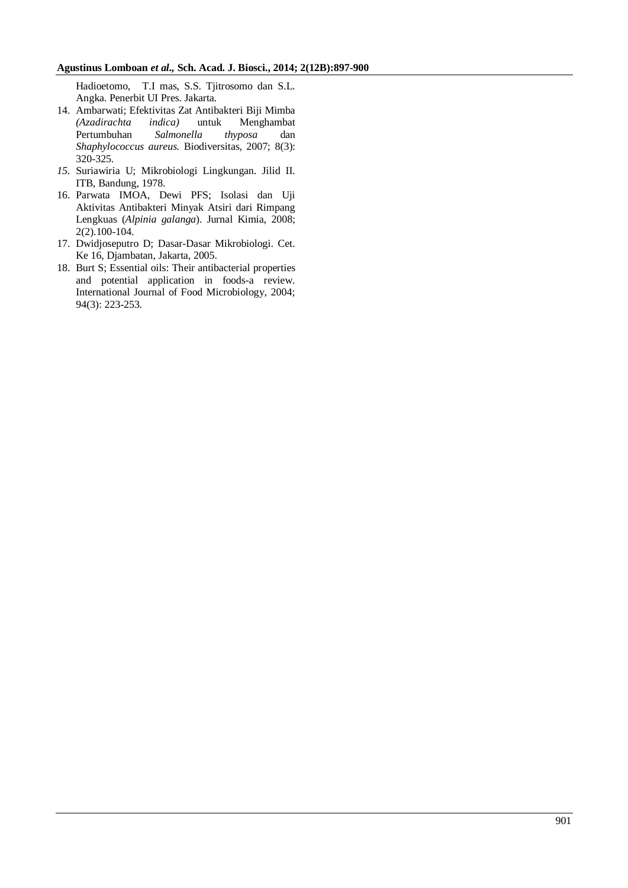Hadioetomo, T.I mas, S.S. Tjitrosomo dan S.L. Angka. Penerbit UI Pres. Jakarta.

14. Ambarwati; Efektivitas Zat Antibakteri Biji Mimba *(Azadirachta indica)* untuk Menghambat Pertumbuhan *Salmonella thyposa* dan *Shaphylococcus aureus*. Biodiversitas, 2007; 8(3): 320-325.
15. Suriawiria U; Mikrobiologi Lingkungan. Jilid II. ITB, Bandung, 1978.
16. Parwata IMOA, Dewi PFS; Isolasi dan Uji Aktivitas Antibakteri Minyak Atsiri dari Rimpang Lengkuas (*Alpinia galanga*). Jurnal Kimia, 2008; 2(2).100-104.
17. Dwidjoseputro D; Dasar-Dasar Mikrobiologi. Cet. Ke 16, Djambatan, Jakarta, 2005.
18. Burt S; Essential oils: Their antibacterial properties and potential application in foods-a review. International Journal of Food Microbiology, 2004; 94(3): 223-253.